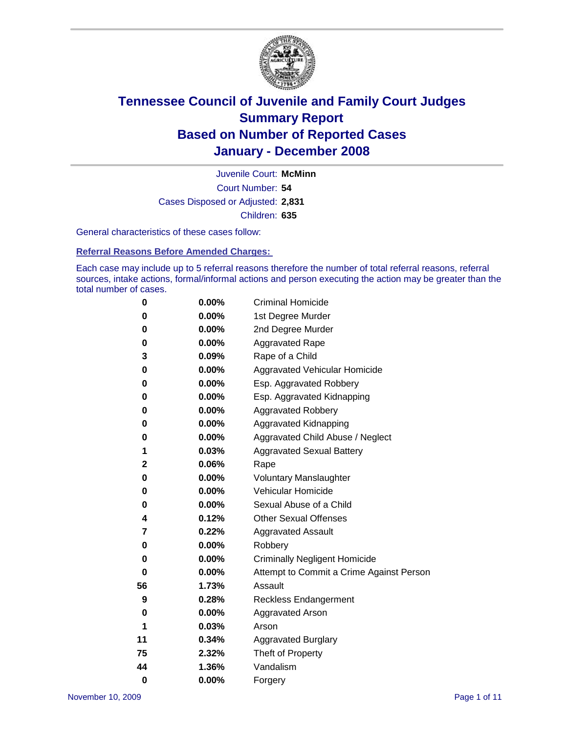# Tennessee Council of Juvenile and Family Court Judges
## Summary Report
## Based on Number of Reported Cases
## January - December 2008

Juvenile Court: **McMinn**
Court Number: **54**
Cases Disposed or Adjusted: **2,831**
Children: **635**

General characteristics of these cases follow:

### Referral Reasons Before Amended Charges:

Each case may include up to 5 referral reasons therefore the number of total referral reasons, referral sources, intake actions, formal/informal actions and person executing the action may be greater than the total number of cases.

| | | |
|---|---|---|
| 0 | 0.00% | Criminal Homicide |
| 0 | 0.00% | 1st Degree Murder |
| 0 | 0.00% | 2nd Degree Murder |
| 0 | 0.00% | Aggravated Rape |
| 3 | 0.09% | Rape of a Child |
| 0 | 0.00% | Aggravated Vehicular Homicide |
| 0 | 0.00% | Esp. Aggravated Robbery |
| 0 | 0.00% | Esp. Aggravated Kidnapping |
| 0 | 0.00% | Aggravated Robbery |
| 0 | 0.00% | Aggravated Kidnapping |
| 0 | 0.00% | Aggravated Child Abuse / Neglect |
| 1 | 0.03% | Aggravated Sexual Battery |
| 2 | 0.06% | Rape |
| 0 | 0.00% | Voluntary Manslaughter |
| 0 | 0.00% | Vehicular Homicide |
| 0 | 0.00% | Sexual Abuse of a Child |
| 4 | 0.12% | Other Sexual Offenses |
| 7 | 0.22% | Aggravated Assault |
| 0 | 0.00% | Robbery |
| 0 | 0.00% | Criminally Negligent Homicide |
| 0 | 0.00% | Attempt to Commit a Crime Against Person |
| 56 | 1.73% | Assault |
| 9 | 0.28% | Reckless Endangerment |
| 0 | 0.00% | Aggravated Arson |
| 1 | 0.03% | Arson |
| 11 | 0.34% | Aggravated Burglary |
| 75 | 2.32% | Theft of Property |
| 44 | 1.36% | Vandalism |
| 0 | 0.00% | Forgery |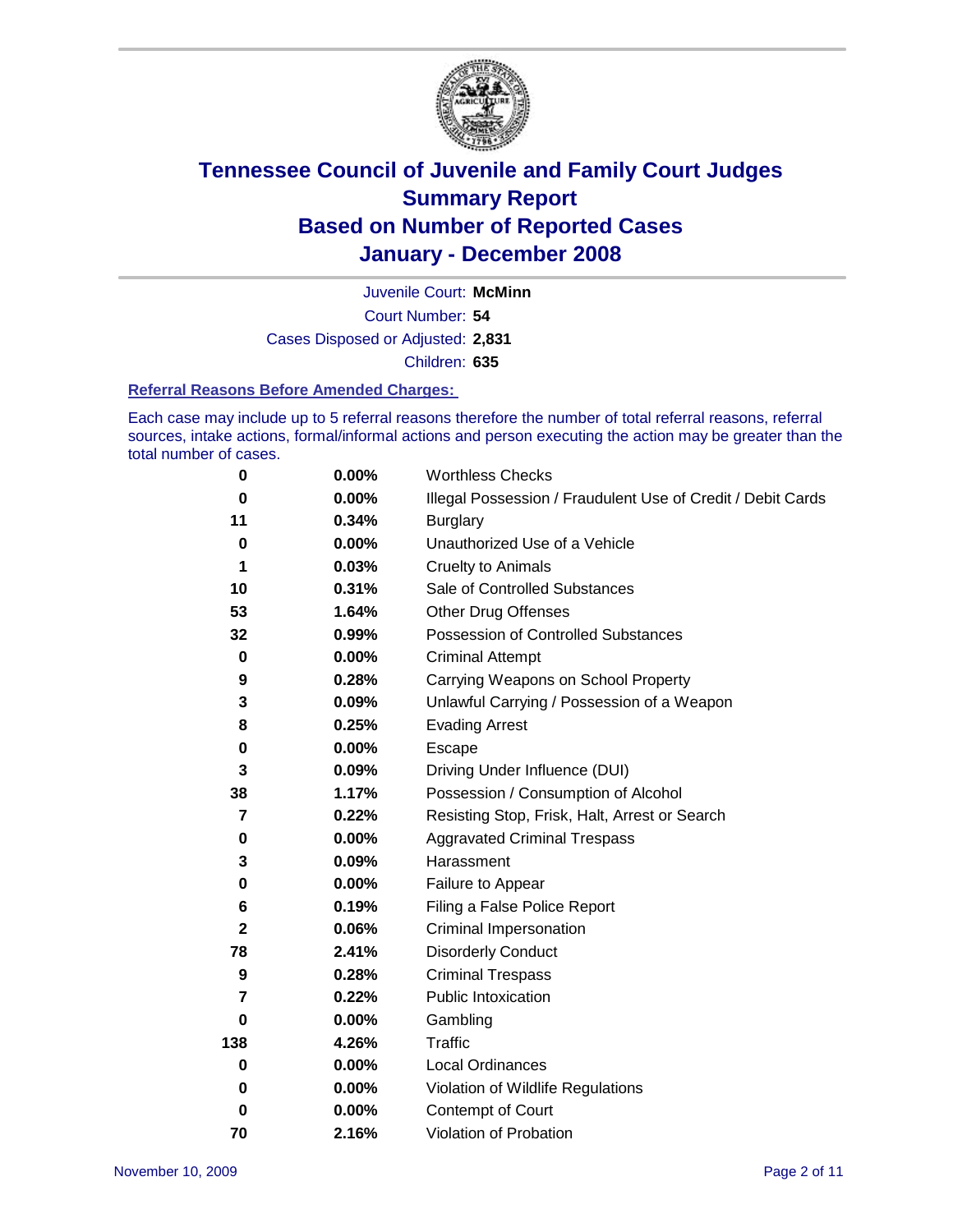# Tennessee Council of Juvenile and Family Court Judges
# Summary Report
# Based on Number of Reported Cases
# January - December 2008

Juvenile Court: **McMinn**

Court Number: **54**

Cases Disposed or Adjusted: **2,831**

Children: **635**

### Referral Reasons Before Amended Charges:

Each case may include up to 5 referral reasons therefore the number of total referral reasons, referral sources, intake actions, formal/informal actions and person executing the action may be greater than the total number of cases.

| | | |
|---|---|---|
| 0 | 0.00% | Worthless Checks |
| 0 | 0.00% | Illegal Possession / Fraudulent Use of Credit / Debit Cards |
| 11 | 0.34% | Burglary |
| 0 | 0.00% | Unauthorized Use of a Vehicle |
| 1 | 0.03% | Cruelty to Animals |
| 10 | 0.31% | Sale of Controlled Substances |
| 53 | 1.64% | Other Drug Offenses |
| 32 | 0.99% | Possession of Controlled Substances |
| 0 | 0.00% | Criminal Attempt |
| 9 | 0.28% | Carrying Weapons on School Property |
| 3 | 0.09% | Unlawful Carrying / Possession of a Weapon |
| 8 | 0.25% | Evading Arrest |
| 0 | 0.00% | Escape |
| 3 | 0.09% | Driving Under Influence (DUI) |
| 38 | 1.17% | Possession / Consumption of Alcohol |
| 7 | 0.22% | Resisting Stop, Frisk, Halt, Arrest or Search |
| 0 | 0.00% | Aggravated Criminal Trespass |
| 3 | 0.09% | Harassment |
| 0 | 0.00% | Failure to Appear |
| 6 | 0.19% | Filing a False Police Report |
| 2 | 0.06% | Criminal Impersonation |
| 78 | 2.41% | Disorderly Conduct |
| 9 | 0.28% | Criminal Trespass |
| 7 | 0.22% | Public Intoxication |
| 0 | 0.00% | Gambling |
| 138 | 4.26% | Traffic |
| 0 | 0.00% | Local Ordinances |
| 0 | 0.00% | Violation of Wildlife Regulations |
| 0 | 0.00% | Contempt of Court |
| 70 | 2.16% | Violation of Probation |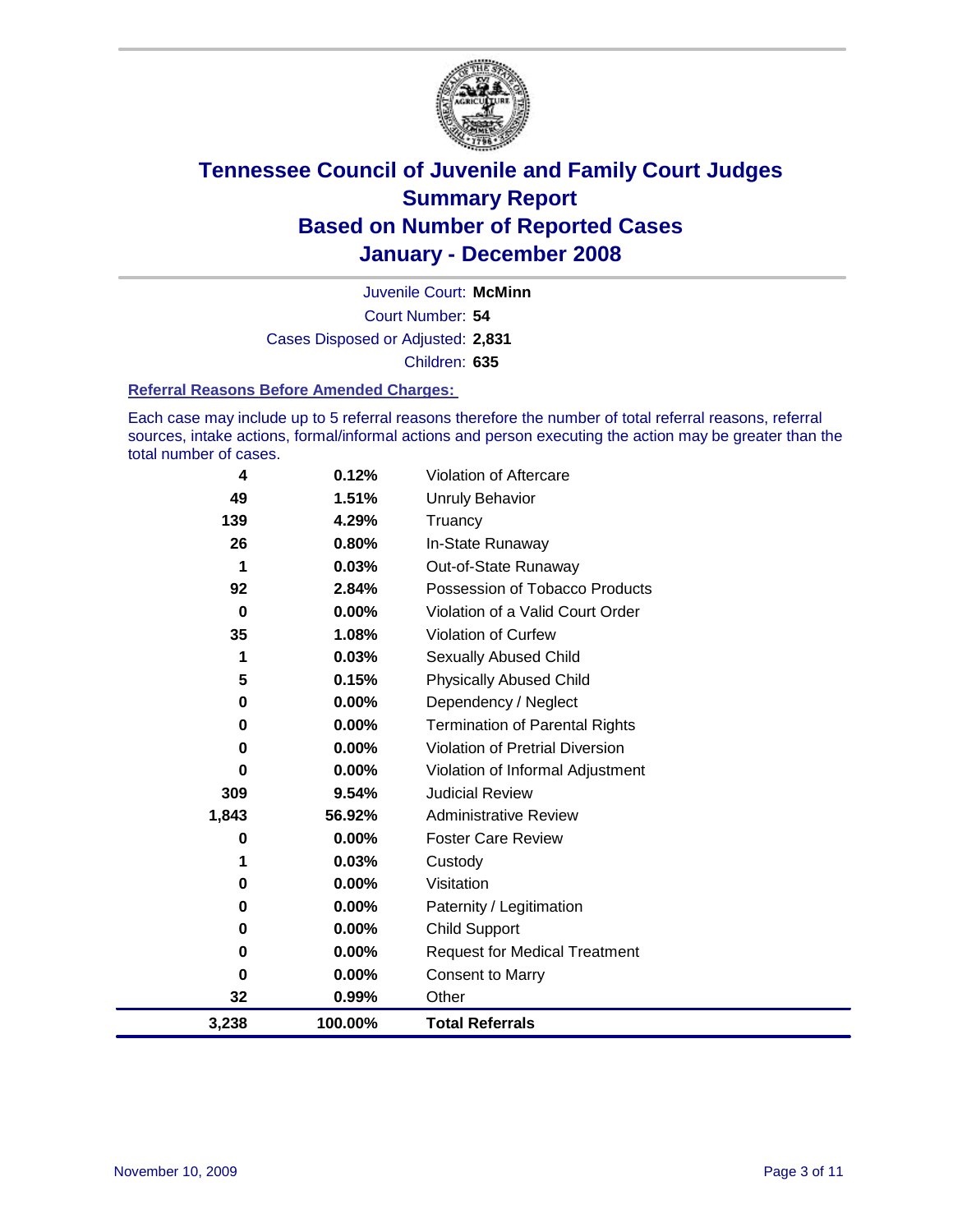# Tennessee Council of Juvenile and Family Court Judges
## Summary Report
## Based on Number of Reported Cases
## January - December 2008

Juvenile Court: **McMinn**

Court Number: **54**

Cases Disposed or Adjusted: **2,831**

Children: **635**

### Referral Reasons Before Amended Charges:

Each case may include up to 5 referral reasons therefore the number of total referral reasons, referral sources, intake actions, formal/informal actions and person executing the action may be greater than the total number of cases.

| | | |
|---|---|---|
| 4 | 0.12% | Violation of Aftercare |
| 49 | 1.51% | Unruly Behavior |
| 139 | 4.29% | Truancy |
| 26 | 0.80% | In-State Runaway |
| 1 | 0.03% | Out-of-State Runaway |
| 92 | 2.84% | Possession of Tobacco Products |
| 0 | 0.00% | Violation of a Valid Court Order |
| 35 | 1.08% | Violation of Curfew |
| 1 | 0.03% | Sexually Abused Child |
| 5 | 0.15% | Physically Abused Child |
| 0 | 0.00% | Dependency / Neglect |
| 0 | 0.00% | Termination of Parental Rights |
| 0 | 0.00% | Violation of Pretrial Diversion |
| 0 | 0.00% | Violation of Informal Adjustment |
| 309 | 9.54% | Judicial Review |
| 1,843 | 56.92% | Administrative Review |
| 0 | 0.00% | Foster Care Review |
| 1 | 0.03% | Custody |
| 0 | 0.00% | Visitation |
| 0 | 0.00% | Paternity / Legitimation |
| 0 | 0.00% | Child Support |
| 0 | 0.00% | Request for Medical Treatment |
| 0 | 0.00% | Consent to Marry |
| 32 | 0.99% | Other |
| **3,238** | **100.00%** | **Total Referrals** |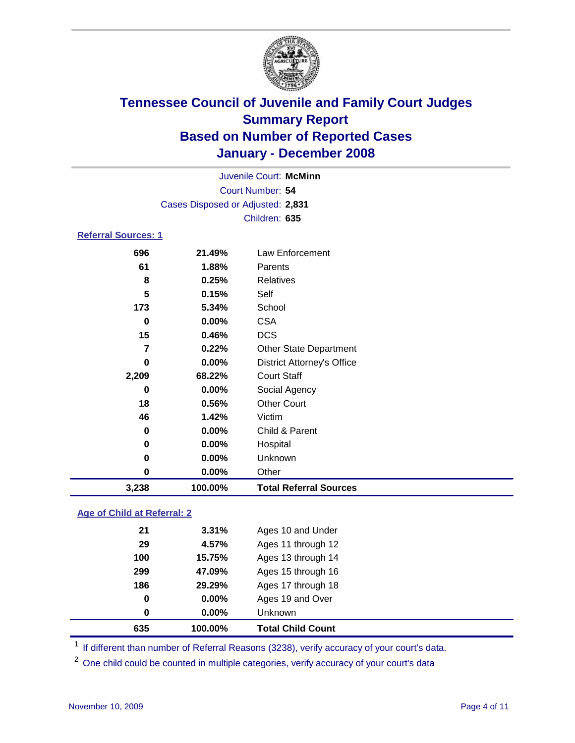# Tennessee Council of Juvenile and Family Court Judges
## Summary Report
## Based on Number of Reported Cases
## January - December 2008

Juvenile Court: **McMinn**
Court Number: **54**
Cases Disposed or Adjusted: **2,831**
Children: **635**

### Referral Sources: 1

| | | |
|---|---|---|
| 696 | 21.49% | Law Enforcement |
| 61 | 1.88% | Parents |
| 8 | 0.25% | Relatives |
| 5 | 0.15% | Self |
| 173 | 5.34% | School |
| 0 | 0.00% | CSA |
| 15 | 0.46% | DCS |
| 7 | 0.22% | Other State Department |
| 0 | 0.00% | District Attorney's Office |
| 2,209 | 68.22% | Court Staff |
| 0 | 0.00% | Social Agency |
| 18 | 0.56% | Other Court |
| 46 | 1.42% | Victim |
| 0 | 0.00% | Child & Parent |
| 0 | 0.00% | Hospital |
| 0 | 0.00% | Unknown |
| 0 | 0.00% | Other |
| **3,238** | **100.00%** | **Total Referral Sources** |

### Age of Child at Referral: 2

| | | |
|---|---|---|
| 21 | 3.31% | Ages 10 and Under |
| 29 | 4.57% | Ages 11 through 12 |
| 100 | 15.75% | Ages 13 through 14 |
| 299 | 47.09% | Ages 15 through 16 |
| 186 | 29.29% | Ages 17 through 18 |
| 0 | 0.00% | Ages 19 and Over |
| 0 | 0.00% | Unknown |
| **635** | **100.00%** | **Total Child Count** |

[1] If different than number of Referral Reasons (3238), verify accuracy of your court's data.

[2] One child could be counted in multiple categories, verify accuracy of your court's data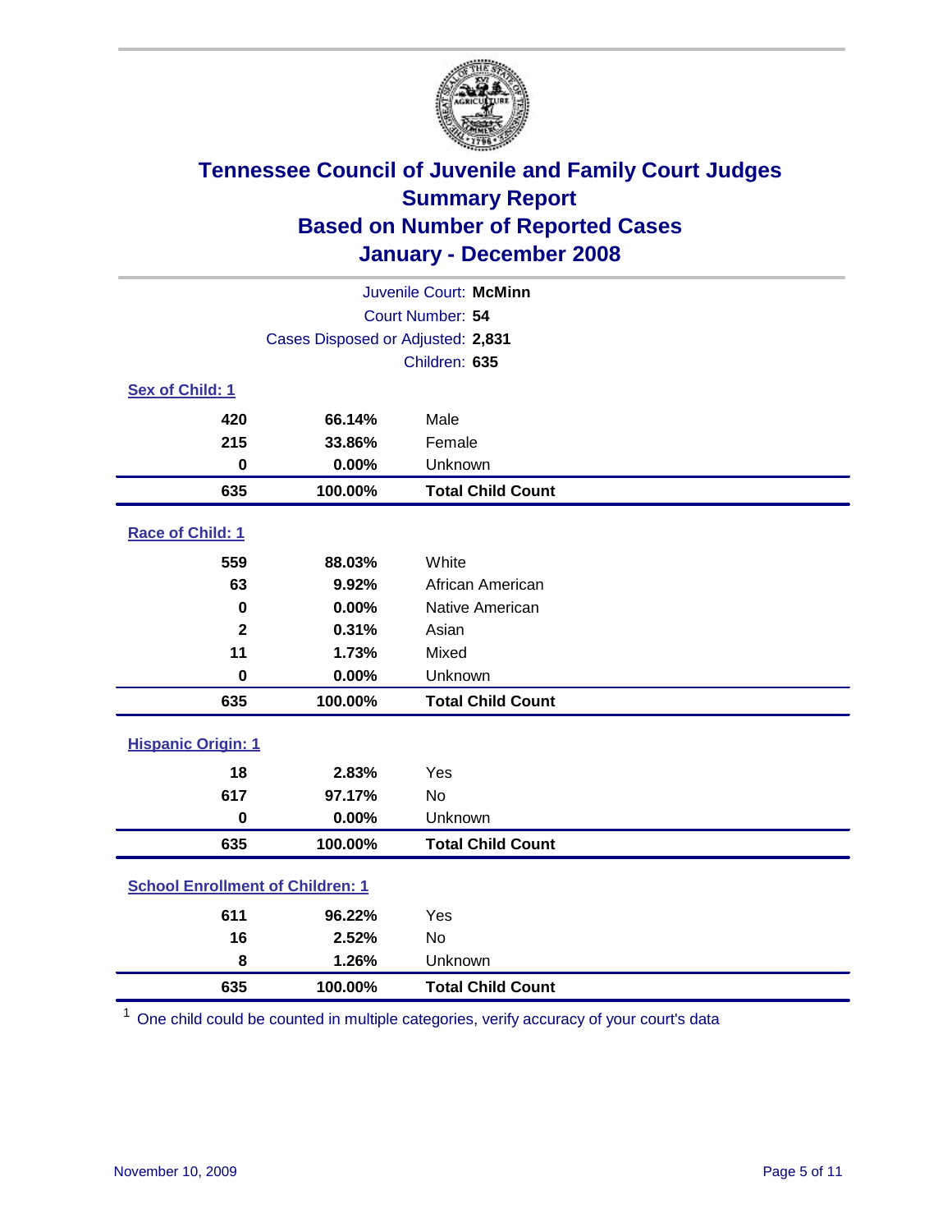# Tennessee Council of Juvenile and Family Court Judges
## Summary Report
## Based on Number of Reported Cases
## January - December 2008

Juvenile Court: **McMinn**
Court Number: **54**
Cases Disposed or Adjusted: **2,831**
Children: **635**

### Sex of Child: 1

| | | |
|---|---|---|
| 420 | 66.14% | Male |
| 215 | 33.86% | Female |
| 0 | 0.00% | Unknown |
| **635** | **100.00%** | **Total Child Count** |

### Race of Child: 1

| | | |
|---|---|---|
| 559 | 88.03% | White |
| 63 | 9.92% | African American |
| 0 | 0.00% | Native American |
| 2 | 0.31% | Asian |
| 11 | 1.73% | Mixed |
| 0 | 0.00% | Unknown |
| **635** | **100.00%** | **Total Child Count** |

### Hispanic Origin: 1

| | | |
|---|---|---|
| 18 | 2.83% | Yes |
| 617 | 97.17% | No |
| 0 | 0.00% | Unknown |
| **635** | **100.00%** | **Total Child Count** |

### School Enrollment of Children: 1

| | | |
|---|---|---|
| 611 | 96.22% | Yes |
| 16 | 2.52% | No |
| 8 | 1.26% | Unknown |
| **635** | **100.00%** | **Total Child Count** |

[1] One child could be counted in multiple categories, verify accuracy of your court's data

November 10, 2009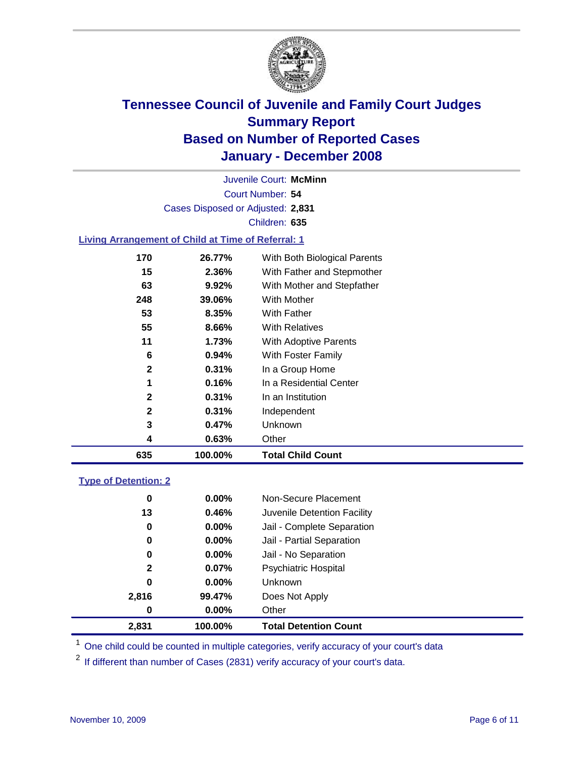# Tennessee Council of Juvenile and Family Court Judges
## Summary Report
## Based on Number of Reported Cases
## January - December 2008

Juvenile Court: **McMinn**

Court Number: **54**

Cases Disposed or Adjusted: **2,831**

Children: **635**

### Living Arrangement of Child at Time of Referral: 1

| Count | Percent | Living Arrangement |
|---|---|---|
| 170 | 26.77% | With Both Biological Parents |
| 15 | 2.36% | With Father and Stepmother |
| 63 | 9.92% | With Mother and Stepfather |
| 248 | 39.06% | With Mother |
| 53 | 8.35% | With Father |
| 55 | 8.66% | With Relatives |
| 11 | 1.73% | With Adoptive Parents |
| 6 | 0.94% | With Foster Family |
| 2 | 0.31% | In a Group Home |
| 1 | 0.16% | In a Residential Center |
| 2 | 0.31% | In an Institution |
| 2 | 0.31% | Independent |
| 3 | 0.47% | Unknown |
| 4 | 0.63% | Other |
| **635** | **100.00%** | **Total Child Count** |

### Type of Detention: 2

| Count | Percent | Type of Detention |
|---|---|---|
| 0 | 0.00% | Non-Secure Placement |
| 13 | 0.46% | Juvenile Detention Facility |
| 0 | 0.00% | Jail - Complete Separation |
| 0 | 0.00% | Jail - Partial Separation |
| 0 | 0.00% | Jail - No Separation |
| 2 | 0.07% | Psychiatric Hospital |
| 0 | 0.00% | Unknown |
| 2,816 | 99.47% | Does Not Apply |
| 0 | 0.00% | Other |
| **2,831** | **100.00%** | **Total Detention Count** |

[1] One child could be counted in multiple categories, verify accuracy of your court's data

[2] If different than number of Cases (2831) verify accuracy of your court's data.

November 10, 2009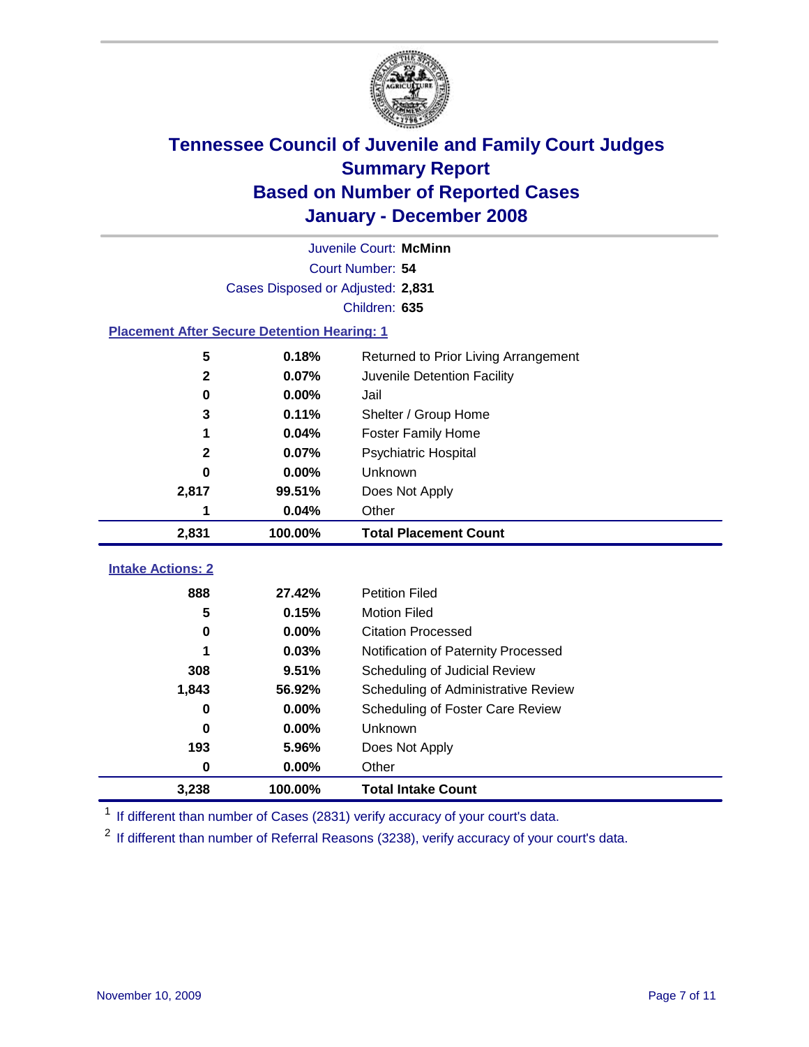# Tennessee Council of Juvenile and Family Court Judges
## Summary Report
## Based on Number of Reported Cases
## January - December 2008

Juvenile Court: **McMinn**

Court Number: **54**

Cases Disposed or Adjusted: **2,831**

Children: **635**

### Placement After Secure Detention Hearing: 1

| | | |
|---|---|---|
| **5** | **0.18%** | Returned to Prior Living Arrangement |
| **2** | **0.07%** | Juvenile Detention Facility |
| **0** | **0.00%** | Jail |
| **3** | **0.11%** | Shelter / Group Home |
| **1** | **0.04%** | Foster Family Home |
| **2** | **0.07%** | Psychiatric Hospital |
| **0** | **0.00%** | Unknown |
| **2,817** | **99.51%** | Does Not Apply |
| **1** | **0.04%** | Other |
| **2,831** | **100.00%** | **Total Placement Count** |

### Intake Actions: 2

| | | |
|---|---|---|
| **888** | **27.42%** | Petition Filed |
| **5** | **0.15%** | Motion Filed |
| **0** | **0.00%** | Citation Processed |
| **1** | **0.03%** | Notification of Paternity Processed |
| **308** | **9.51%** | Scheduling of Judicial Review |
| **1,843** | **56.92%** | Scheduling of Administrative Review |
| **0** | **0.00%** | Scheduling of Foster Care Review |
| **0** | **0.00%** | Unknown |
| **193** | **5.96%** | Does Not Apply |
| **0** | **0.00%** | Other |
| **3,238** | **100.00%** | **Total Intake Count** |

[1] If different than number of Cases (2831) verify accuracy of your court's data.

[2] If different than number of Referral Reasons (3238), verify accuracy of your court's data.

November 10, 2009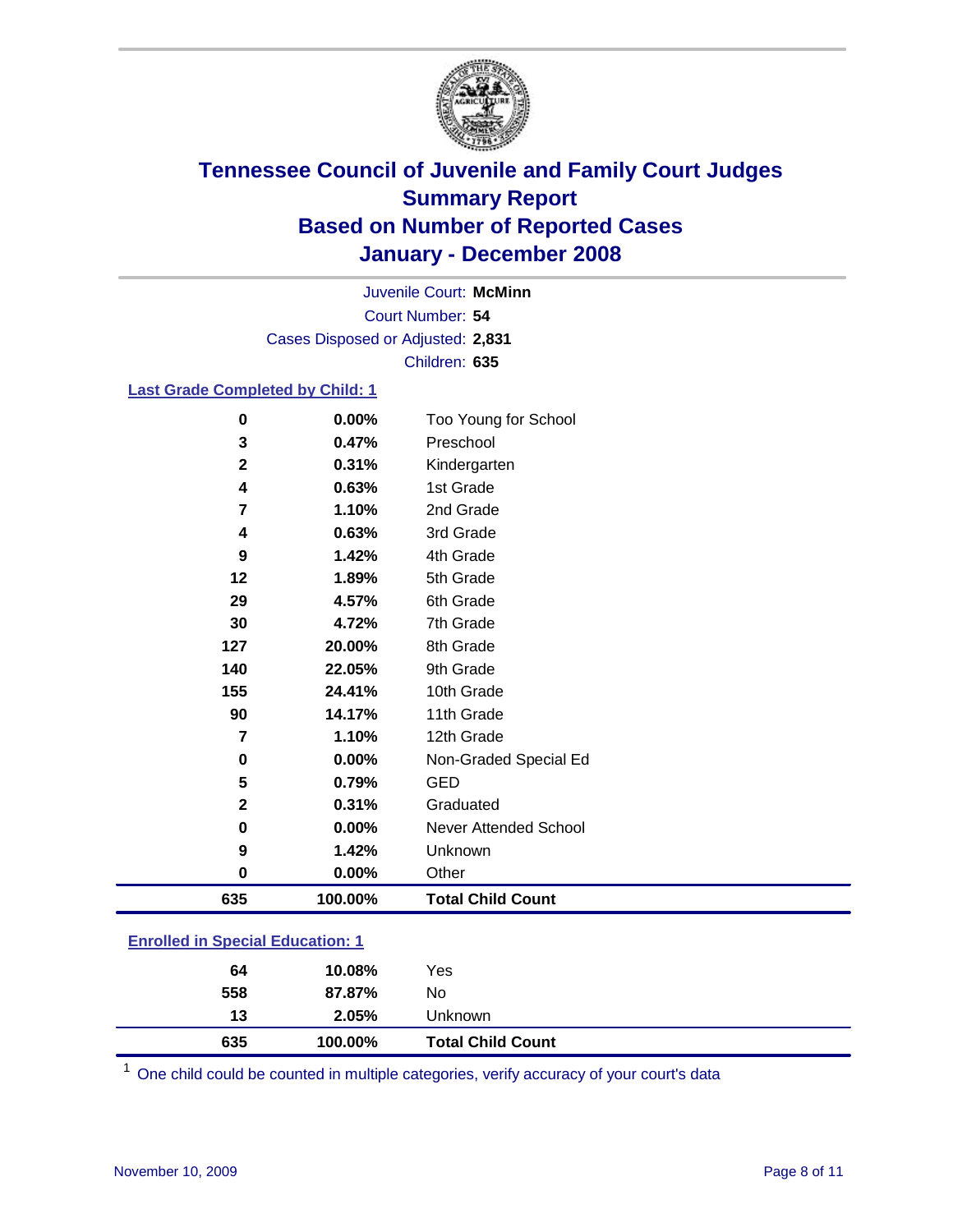# Tennessee Council of Juvenile and Family Court Judges
## Summary Report
## Based on Number of Reported Cases
## January - December 2008

Juvenile Court: **McMinn**
Court Number: **54**
Cases Disposed or Adjusted: **2,831**
Children: **635**

### Last Grade Completed by Child: 1

| | | |
|---|---|---|
| 0 | 0.00% | Too Young for School |
| 3 | 0.47% | Preschool |
| 2 | 0.31% | Kindergarten |
| 4 | 0.63% | 1st Grade |
| 7 | 1.10% | 2nd Grade |
| 4 | 0.63% | 3rd Grade |
| 9 | 1.42% | 4th Grade |
| 12 | 1.89% | 5th Grade |
| 29 | 4.57% | 6th Grade |
| 30 | 4.72% | 7th Grade |
| 127 | 20.00% | 8th Grade |
| 140 | 22.05% | 9th Grade |
| 155 | 24.41% | 10th Grade |
| 90 | 14.17% | 11th Grade |
| 7 | 1.10% | 12th Grade |
| 0 | 0.00% | Non-Graded Special Ed |
| 5 | 0.79% | GED |
| 2 | 0.31% | Graduated |
| 0 | 0.00% | Never Attended School |
| 9 | 1.42% | Unknown |
| 0 | 0.00% | Other |
| **635** | **100.00%** | **Total Child Count** |

### Enrolled in Special Education: 1

| | | |
|---|---|---|
| 64 | 10.08% | Yes |
| 558 | 87.87% | No |
| 13 | 2.05% | Unknown |
| **635** | **100.00%** | **Total Child Count** |

[1] One child could be counted in multiple categories, verify accuracy of your court's data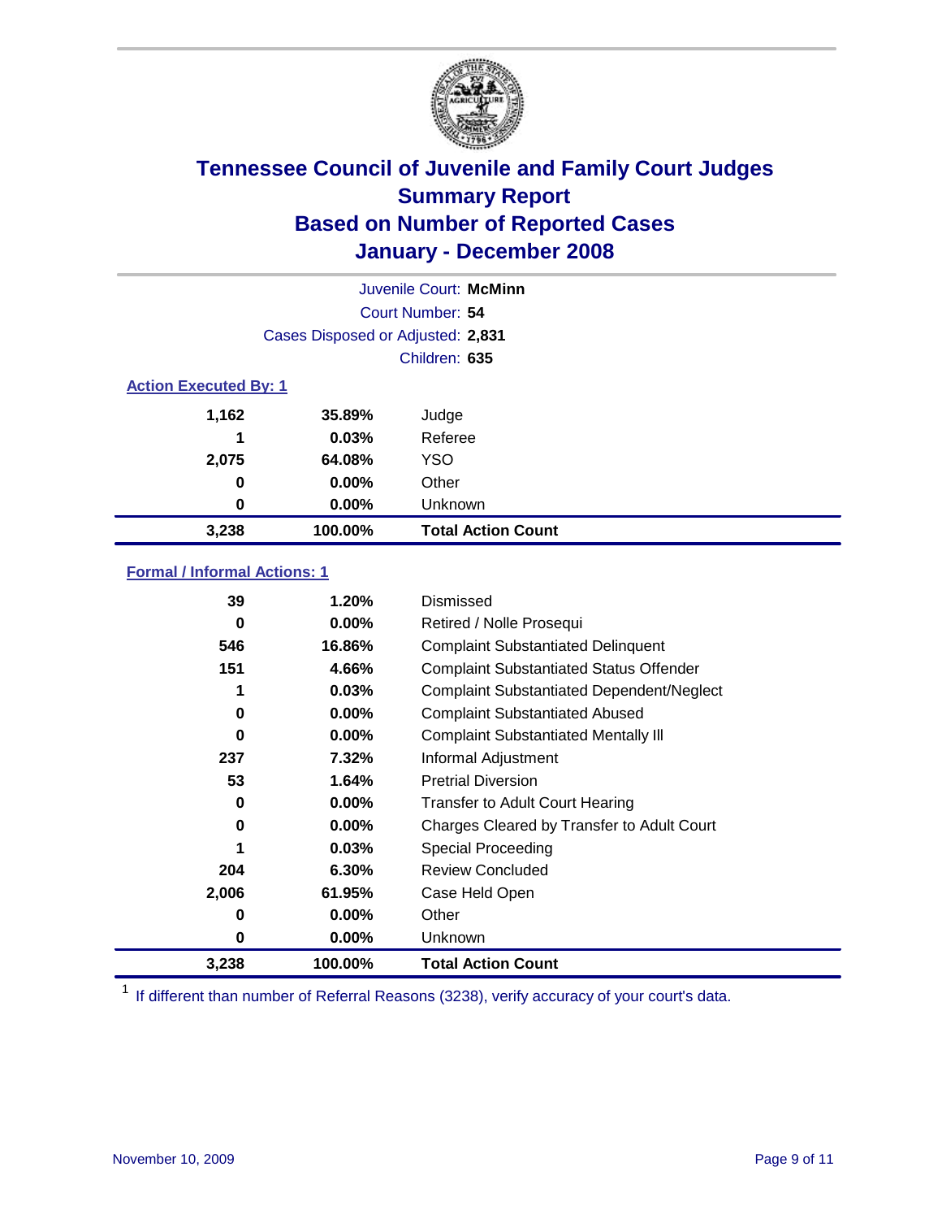# Tennessee Council of Juvenile and Family Court Judges
## Summary Report
## Based on Number of Reported Cases
## January - December 2008

Juvenile Court: **McMinn**
Court Number: **54**
Cases Disposed or Adjusted: **2,831**
Children: **635**

### Action Executed By: 1

| | | |
|---|---|---|
| 1,162 | 35.89% | Judge |
| 1 | 0.03% | Referee |
| 2,075 | 64.08% | YSO |
| 0 | 0.00% | Other |
| 0 | 0.00% | Unknown |
| **3,238** | **100.00%** | **Total Action Count** |

### Formal / Informal Actions: 1

| | | |
|---|---|---|
| 39 | 1.20% | Dismissed |
| 0 | 0.00% | Retired / Nolle Prosequi |
| 546 | 16.86% | Complaint Substantiated Delinquent |
| 151 | 4.66% | Complaint Substantiated Status Offender |
| 1 | 0.03% | Complaint Substantiated Dependent/Neglect |
| 0 | 0.00% | Complaint Substantiated Abused |
| 0 | 0.00% | Complaint Substantiated Mentally Ill |
| 237 | 7.32% | Informal Adjustment |
| 53 | 1.64% | Pretrial Diversion |
| 0 | 0.00% | Transfer to Adult Court Hearing |
| 0 | 0.00% | Charges Cleared by Transfer to Adult Court |
| 1 | 0.03% | Special Proceeding |
| 204 | 6.30% | Review Concluded |
| 2,006 | 61.95% | Case Held Open |
| 0 | 0.00% | Other |
| 0 | 0.00% | Unknown |
| **3,238** | **100.00%** | **Total Action Count** |

[1] If different than number of Referral Reasons (3238), verify accuracy of your court's data.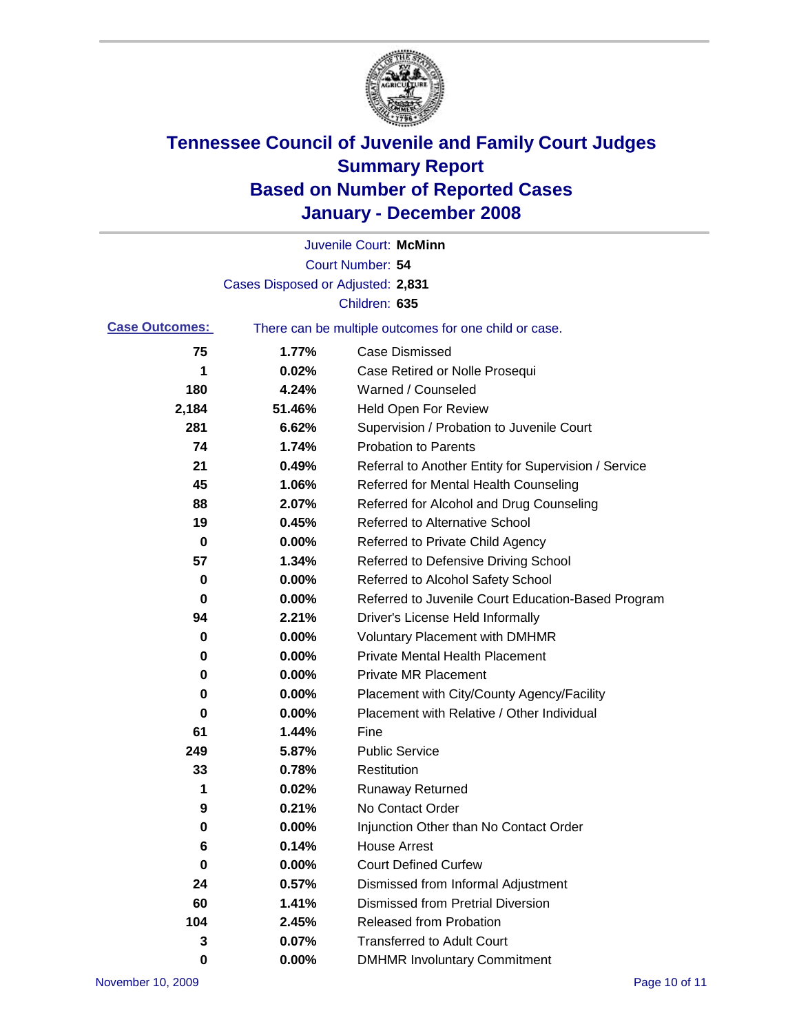# Tennessee Council of Juvenile and Family Court Judges
## Summary Report
## Based on Number of Reported Cases
## January - December 2008

Juvenile Court: **McMinn**

Court Number: **54**

Cases Disposed or Adjusted: **2,831**

Children: **635**

**Case Outcomes:** There can be multiple outcomes for one child or case.

| | | |
|---|---|---|
| 75 | 1.77% | Case Dismissed |
| 1 | 0.02% | Case Retired or Nolle Prosequi |
| 180 | 4.24% | Warned / Counseled |
| 2,184 | 51.46% | Held Open For Review |
| 281 | 6.62% | Supervision / Probation to Juvenile Court |
| 74 | 1.74% | Probation to Parents |
| 21 | 0.49% | Referral to Another Entity for Supervision / Service |
| 45 | 1.06% | Referred for Mental Health Counseling |
| 88 | 2.07% | Referred for Alcohol and Drug Counseling |
| 19 | 0.45% | Referred to Alternative School |
| 0 | 0.00% | Referred to Private Child Agency |
| 57 | 1.34% | Referred to Defensive Driving School |
| 0 | 0.00% | Referred to Alcohol Safety School |
| 0 | 0.00% | Referred to Juvenile Court Education-Based Program |
| 94 | 2.21% | Driver's License Held Informally |
| 0 | 0.00% | Voluntary Placement with DMHMR |
| 0 | 0.00% | Private Mental Health Placement |
| 0 | 0.00% | Private MR Placement |
| 0 | 0.00% | Placement with City/County Agency/Facility |
| 0 | 0.00% | Placement with Relative / Other Individual |
| 61 | 1.44% | Fine |
| 249 | 5.87% | Public Service |
| 33 | 0.78% | Restitution |
| 1 | 0.02% | Runaway Returned |
| 9 | 0.21% | No Contact Order |
| 0 | 0.00% | Injunction Other than No Contact Order |
| 6 | 0.14% | House Arrest |
| 0 | 0.00% | Court Defined Curfew |
| 24 | 0.57% | Dismissed from Informal Adjustment |
| 60 | 1.41% | Dismissed from Pretrial Diversion |
| 104 | 2.45% | Released from Probation |
| 3 | 0.07% | Transferred to Adult Court |
| 0 | 0.00% | DMHMR Involuntary Commitment |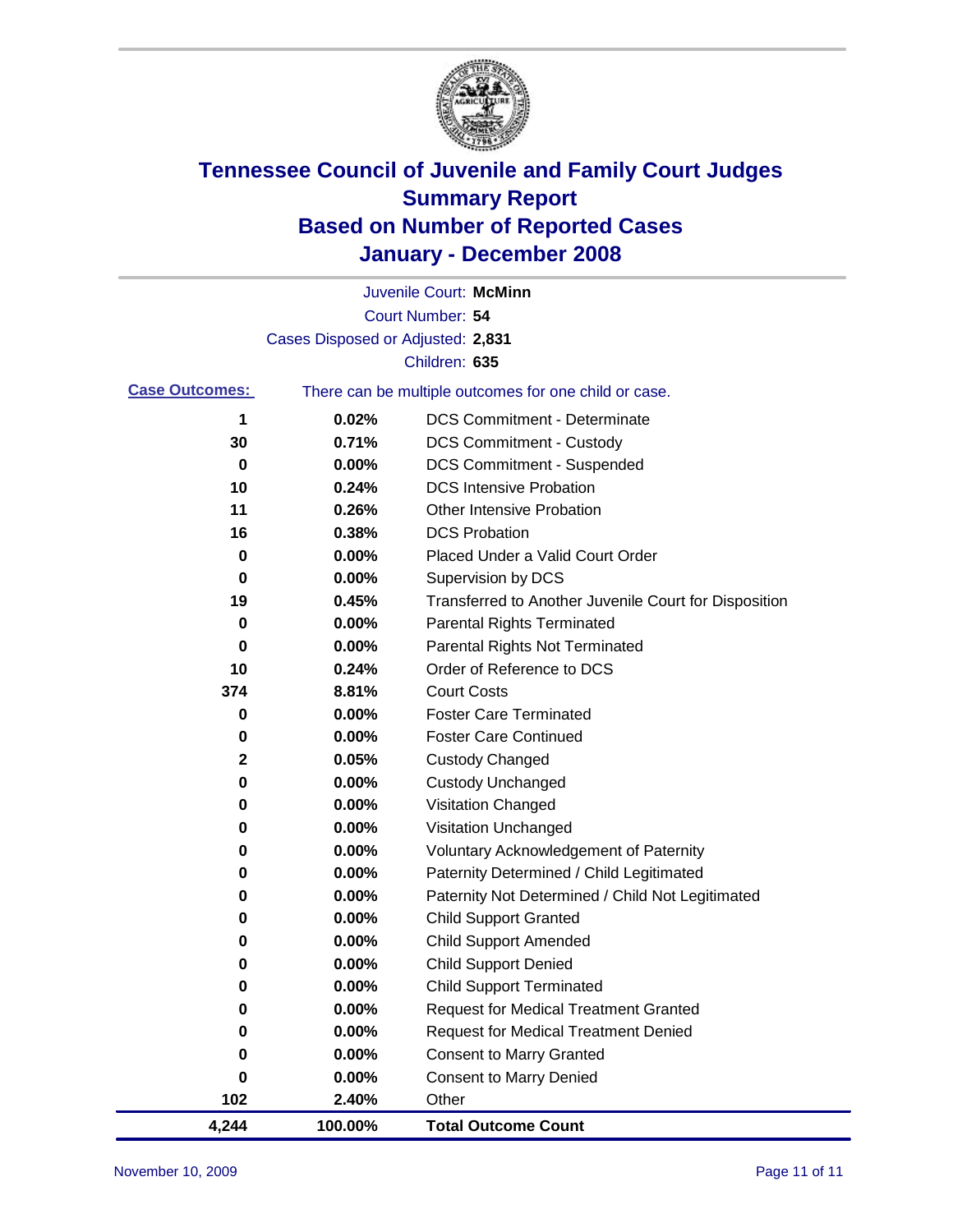# Tennessee Council of Juvenile and Family Court Judges
## Summary Report
## Based on Number of Reported Cases
## January - December 2008

Juvenile Court: **McMinn**

Court Number: **54**

Cases Disposed or Adjusted: **2,831**

Children: **635**

**Case Outcomes:** There can be multiple outcomes for one child or case.

| | | |
|---|---|---|
| 1 | 0.02% | DCS Commitment - Determinate |
| 30 | 0.71% | DCS Commitment - Custody |
| 0 | 0.00% | DCS Commitment - Suspended |
| 10 | 0.24% | DCS Intensive Probation |
| 11 | 0.26% | Other Intensive Probation |
| 16 | 0.38% | DCS Probation |
| 0 | 0.00% | Placed Under a Valid Court Order |
| 0 | 0.00% | Supervision by DCS |
| 19 | 0.45% | Transferred to Another Juvenile Court for Disposition |
| 0 | 0.00% | Parental Rights Terminated |
| 0 | 0.00% | Parental Rights Not Terminated |
| 10 | 0.24% | Order of Reference to DCS |
| 374 | 8.81% | Court Costs |
| 0 | 0.00% | Foster Care Terminated |
| 0 | 0.00% | Foster Care Continued |
| 2 | 0.05% | Custody Changed |
| 0 | 0.00% | Custody Unchanged |
| 0 | 0.00% | Visitation Changed |
| 0 | 0.00% | Visitation Unchanged |
| 0 | 0.00% | Voluntary Acknowledgement of Paternity |
| 0 | 0.00% | Paternity Determined / Child Legitimated |
| 0 | 0.00% | Paternity Not Determined / Child Not Legitimated |
| 0 | 0.00% | Child Support Granted |
| 0 | 0.00% | Child Support Amended |
| 0 | 0.00% | Child Support Denied |
| 0 | 0.00% | Child Support Terminated |
| 0 | 0.00% | Request for Medical Treatment Granted |
| 0 | 0.00% | Request for Medical Treatment Denied |
| 0 | 0.00% | Consent to Marry Granted |
| 0 | 0.00% | Consent to Marry Denied |
| 102 | 2.40% | Other |
| **4,244** | **100.00%** | **Total Outcome Count** |

November 10, 2009